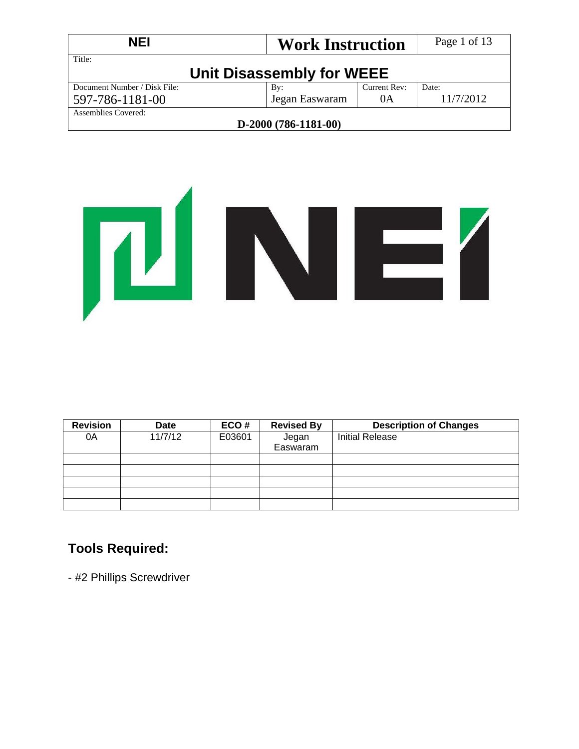| NEI | Work Instruction | | |
|---|---|---|---|
| Title: **Unit Disassembly for WEEE** | | | |
| Document Number / Disk File: 597-786-1181-00 | By: Jegan Easwaram | Current Rev: 0A | Date: 11/7/2012 |
| Assemblies Covered: **D-2000 (786-1181-00)** | | | |

| Revision | Date | ECO # | Revised By | Description of Changes |
|---|---|---|---|---|
| 0A | 11/7/12 | E03601 | Jegan Easwaram | Initial Release |
| | | | | |
| | | | | |
| | | | | |
| | | | | |
| | | | | |

## Tools Required:

- #2 Phillips Screwdriver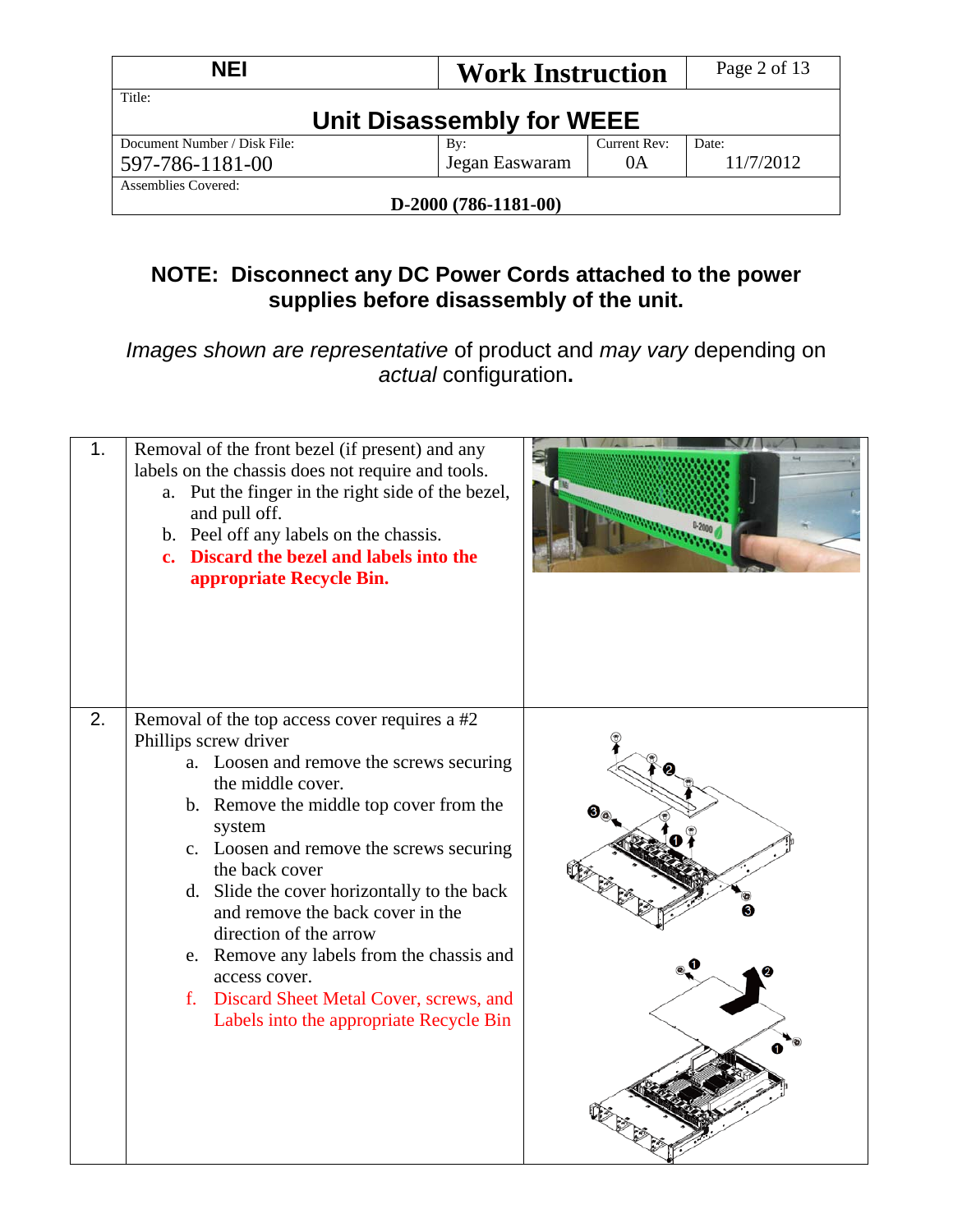| NEI | Work Instruction | |
|---|---|---|
| Title: **Unit Disassembly for WEEE** | | |
| Document Number / Disk File: 597-786-1181-00 | By: Jegan Easwaram | Current Rev: 0A | Date: 11/7/2012 |
| Assemblies Covered: **D-2000 (786-1181-00)** | | |

**NOTE: Disconnect any DC Power Cords attached to the power supplies before disassembly of the unit.**

*Images shown are representative* of product and *may vary* depending on *actual* configuration.

| | | |
|---|---|---|
| 1. | Removal of the front bezel (if present) and any labels on the chassis does not require and tools.<br>a. Put the finger in the right side of the bezel, and pull off.<br>b. Peel off any labels on the chassis.<br>**c. Discard the bezel and labels into the appropriate Recycle Bin.** | |
| 2. | Removal of the top access cover requires a #2 Phillips screw driver<br>a. Loosen and remove the screws securing the middle cover.<br>b. Remove the middle top cover from the system<br>c. Loosen and remove the screws securing the back cover<br>d. Slide the cover horizontally to the back and remove the back cover in the direction of the arrow<br>e. Remove any labels from the chassis and access cover.<br>f. Discard Sheet Metal Cover, screws, and Labels into the appropriate Recycle Bin | |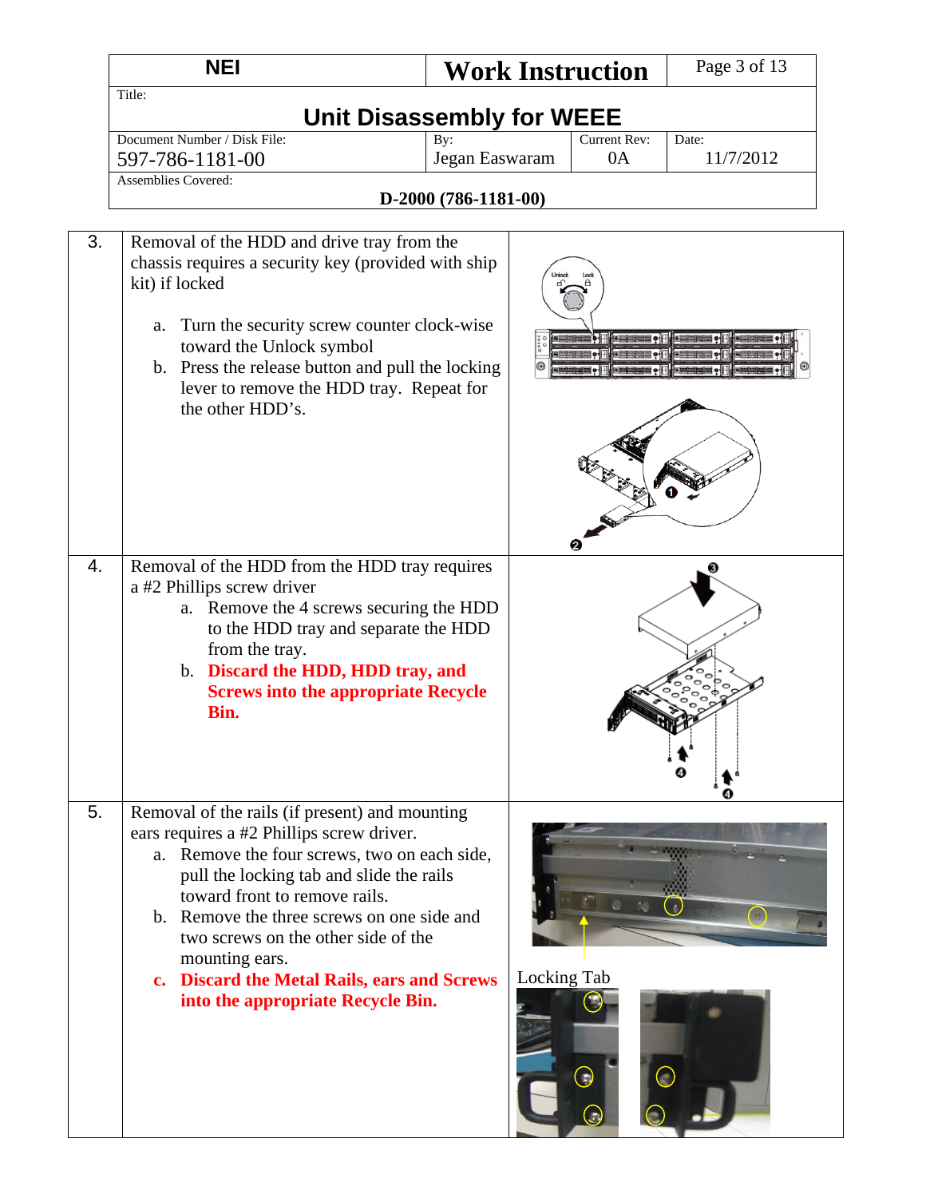| NEI | Work Instruction | |
|---|---|---|
| Title: **Unit Disassembly for WEEE** | | |
| Document Number / Disk File: 597-786-1181-00 | By: Jegan Easwaram | Current Rev: 0A | Date: 11/7/2012 |
| Assemblies Covered: **D-2000 (786-1181-00)** | | |

| Step | Instruction | Illustration |
|---|---|---|
| 3. | Removal of the HDD and drive tray from the chassis requires a security key (provided with ship kit) if locked<br><br>a. Turn the security screw counter clock-wise toward the Unlock symbol<br>b. Press the release button and pull the locking lever to remove the HDD tray. Repeat for the other HDD's. | Unlock Lock |
| 4. | Removal of the HDD from the HDD tray requires a #2 Phillips screw driver<br>a. Remove the 4 screws securing the HDD to the HDD tray and separate the HDD from the tray.<br>b. **Discard the HDD, HDD tray, and Screws into the appropriate Recycle Bin.** | |
| 5. | Removal of the rails (if present) and mounting ears requires a #2 Phillips screw driver.<br>a. Remove the four screws, two on each side, pull the locking tab and slide the rails toward front to remove rails.<br>b. Remove the three screws on one side and two screws on the other side of the mounting ears.<br>c. **Discard the Metal Rails, ears and Screws into the appropriate Recycle Bin.** | Locking Tab |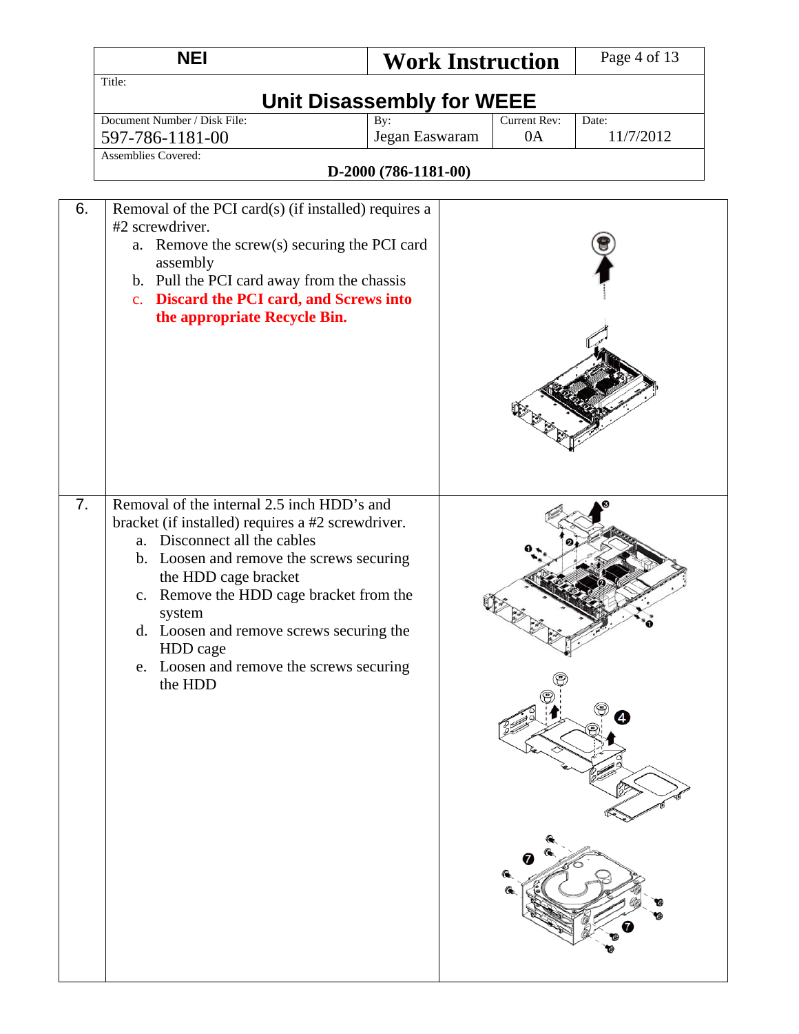| NEI | Work Instruction | | |
|---|---|---|---|
| Title: **Unit Disassembly for WEEE** | | | |
| Document Number / Disk File: 597-786-1181-00 | By: Jegan Easwaram | Current Rev: 0A | Date: 11/7/2012 |
| Assemblies Covered: **D-2000 (786-1181-00)** | | | |

| | | |
|---|---|---|
| 6. | Removal of the PCI card(s) (if installed) requires a #2 screwdriver.<br>a. Remove the screw(s) securing the PCI card assembly<br>b. Pull the PCI card away from the chassis<br>c. **Discard the PCI card, and Screws into the appropriate Recycle Bin.** | |
| 7. | Removal of the internal 2.5 inch HDD's and bracket (if installed) requires a #2 screwdriver.<br>a. Disconnect all the cables<br>b. Loosen and remove the screws securing the HDD cage bracket<br>c. Remove the HDD cage bracket from the system<br>d. Loosen and remove screws securing the HDD cage<br>e. Loosen and remove the screws securing the HDD | |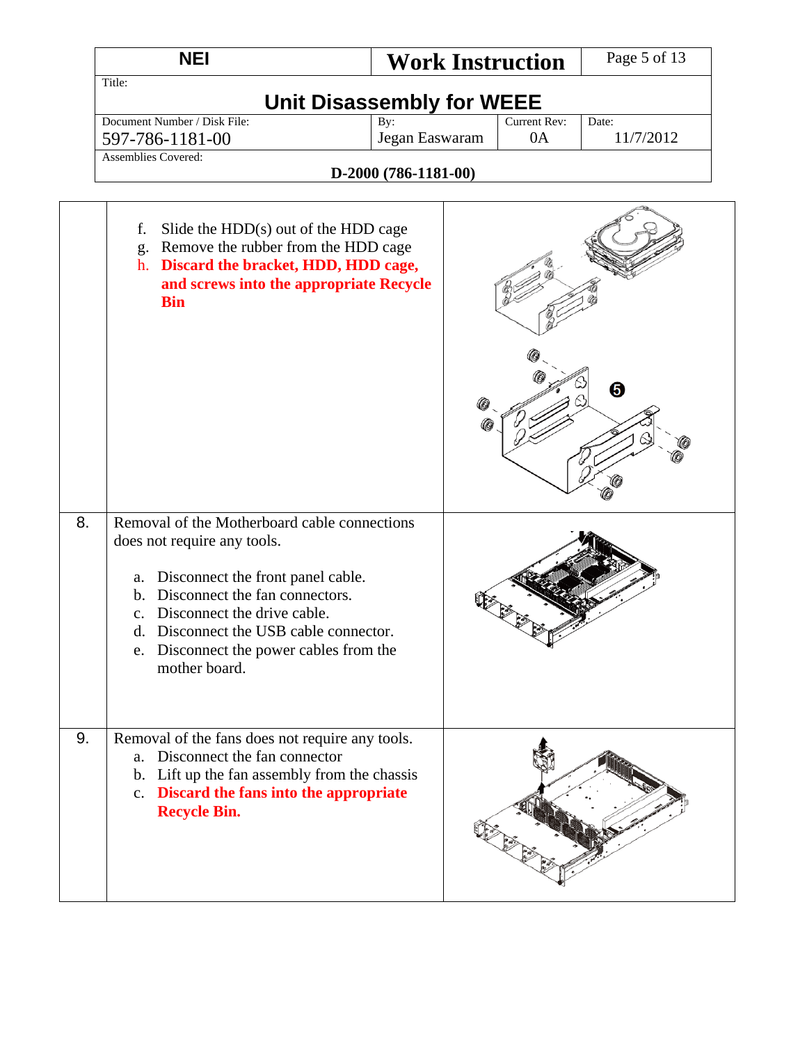| | | |
|---|---|---|
| | f. Slide the HDD(s) out of the HDD cage<br>g. Remove the rubber from the HDD cage<br>h. **Discard the bracket, HDD, HDD cage, and screws into the appropriate Recycle Bin** | |
| 8. | Removal of the Motherboard cable connections does not require any tools.<br><br>a. Disconnect the front panel cable.<br>b. Disconnect the fan connectors.<br>c. Disconnect the drive cable.<br>d. Disconnect the USB cable connector.<br>e. Disconnect the power cables from the mother board. | |
| 9. | Removal of the fans does not require any tools.<br>a. Disconnect the fan connector<br>b. Lift up the fan assembly from the chassis<br>c. **Discard the fans into the appropriate Recycle Bin.** | |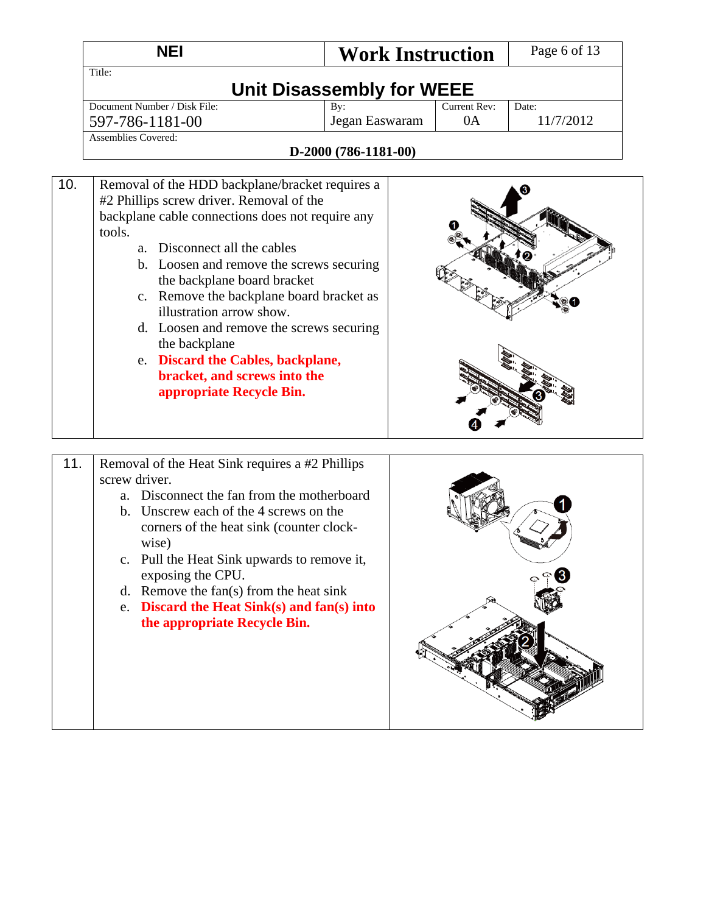| | | |
|---|---|---|
| 10. | Removal of the HDD backplane/bracket requires a #2 Phillips screw driver. Removal of the backplane cable connections does not require any tools.<br>a. Disconnect all the cables<br>b. Loosen and remove the screws securing the backplane board bracket<br>c. Remove the backplane board bracket as illustration arrow show.<br>d. Loosen and remove the screws securing the backplane<br>e. **Discard the Cables, backplane, bracket, and screws into the appropriate Recycle Bin.** | |

| | | |
|---|---|---|
| 11. | Removal of the Heat Sink requires a #2 Phillips screw driver.<br>a. Disconnect the fan from the motherboard<br>b. Unscrew each of the 4 screws on the corners of the heat sink (counter clock-wise)<br>c. Pull the Heat Sink upwards to remove it, exposing the CPU.<br>d. Remove the fan(s) from the heat sink<br>e. **Discard the Heat Sink(s) and fan(s) into the appropriate Recycle Bin.** | |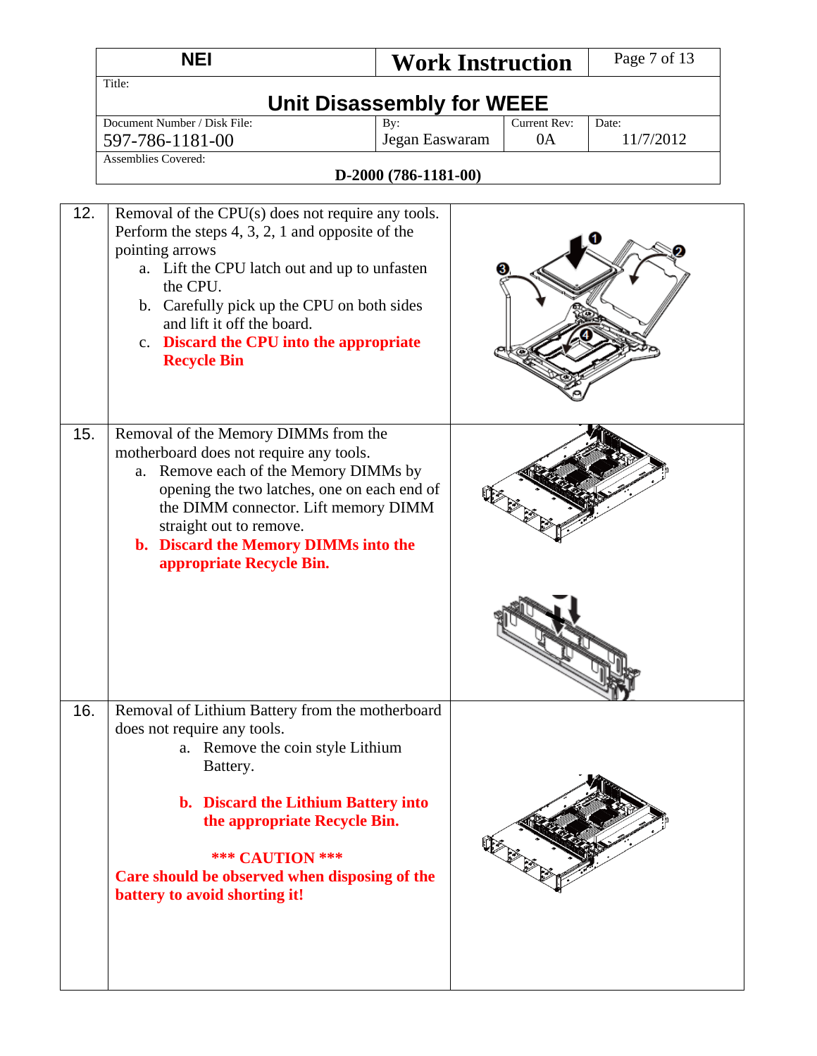| NEI | Work Instruction | | Page 7 of 13 |
|---|---|---|---|
| Title: **Unit Disassembly for WEEE** | | | |
| Document Number / Disk File: 597-786-1181-00 | By: Jegan Easwaram | Current Rev: 0A | Date: 11/7/2012 |
| Assemblies Covered: **D-2000 (786-1181-00)** | | | |

| | | |
|---|---|---|
| 12. | Removal of the CPU(s) does not require any tools. Perform the steps 4, 3, 2, 1 and opposite of the pointing arrows<br>a. Lift the CPU latch out and up to unfasten the CPU.<br>b. Carefully pick up the CPU on both sides and lift it off the board.<br>c. **Discard the CPU into the appropriate Recycle Bin** | |
| 15. | Removal of the Memory DIMMs from the motherboard does not require any tools.<br>a. Remove each of the Memory DIMMs by opening the two latches, one on each end of the DIMM connector. Lift memory DIMM straight out to remove.<br>**b. Discard the Memory DIMMs into the appropriate Recycle Bin.** | |
| 16. | Removal of Lithium Battery from the motherboard does not require any tools.<br>a. Remove the coin style Lithium Battery.<br>**b. Discard the Lithium Battery into the appropriate Recycle Bin.**<br>**\*\*\* CAUTION \*\*\***<br>**Care should be observed when disposing of the battery to avoid shorting it!** | |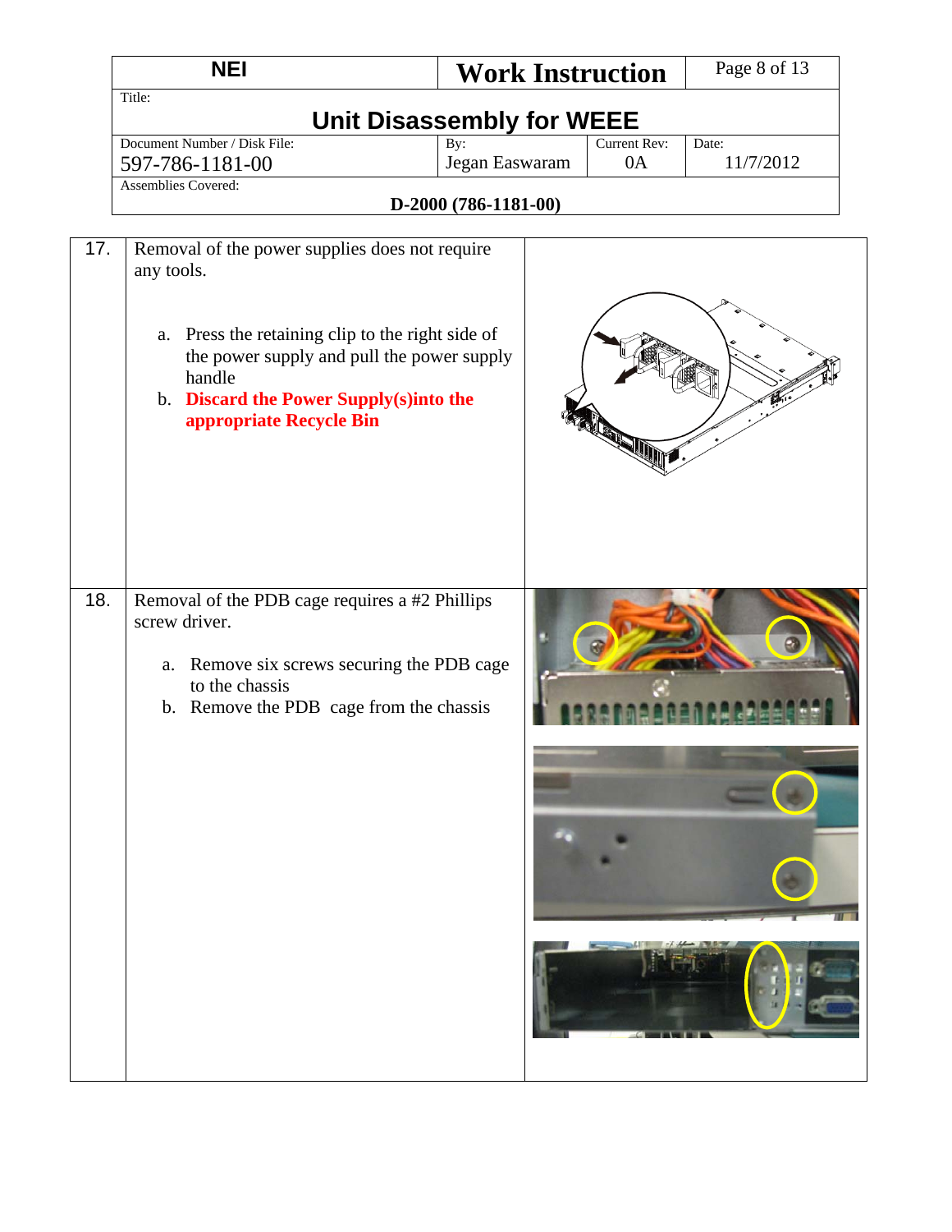| | | |
|---|---|---|
| 17. | Removal of the power supplies does not require any tools.<br><br>a. Press the retaining clip to the right side of the power supply and pull the power supply handle<br>b. **Discard the Power Supply(s)into the appropriate Recycle Bin** | |
| 18. | Removal of the PDB cage requires a #2 Phillips screw driver.<br><br>a. Remove six screws securing the PDB cage to the chassis<br>b. Remove the PDB cage from the chassis | |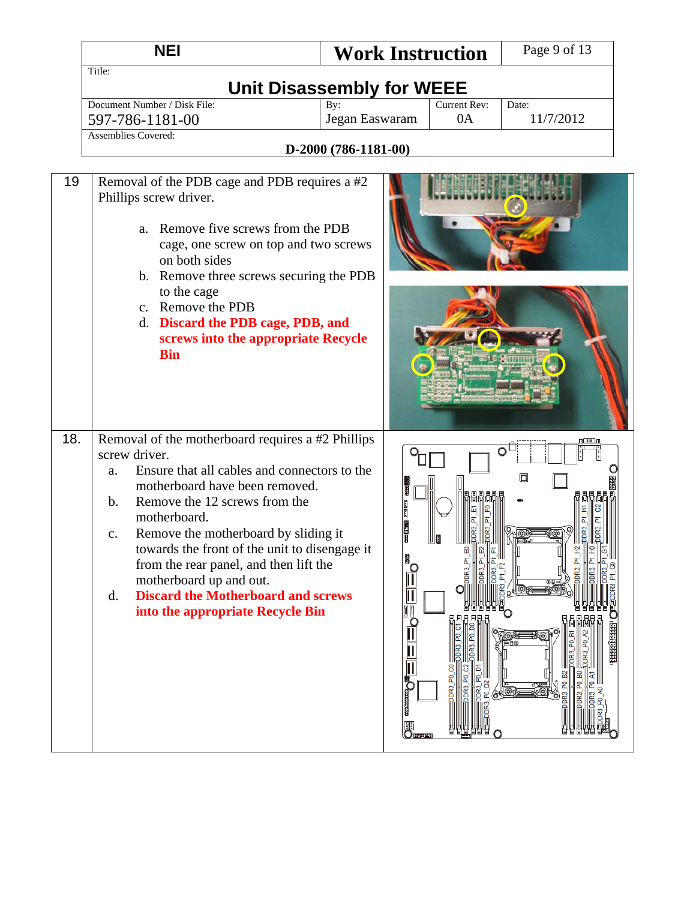| NEI | Work Instruction | |
|---|---|---|
| Title: **Unit Disassembly for WEEE** | | |
| Document Number / Disk File: 597-786-1181-00 | By: Jegan Easwaram | Current Rev: 0A | Date: 11/7/2012 |
| Assemblies Covered: **D-2000 (786-1181-00)** | | |

| | | |
|---|---|---|
| 19 | Removal of the PDB cage and PDB requires a #2 Phillips screw driver.<br><br>a. Remove five screws from the PDB cage, one screw on top and two screws on both sides<br>b. Remove three screws securing the PDB to the cage<br>c. Remove the PDB<br>d. **Discard the PDB cage, PDB, and screws into the appropriate Recycle Bin** | |
| 18. | Removal of the motherboard requires a #2 Phillips screw driver.<br>a. Ensure that all cables and connectors to the motherboard have been removed.<br>b. Remove the 12 screws from the motherboard.<br>c. Remove the motherboard by sliding it towards the front of the unit to disengage it from the rear panel, and then lift the motherboard up and out.<br>d. **Discard the Motherboard and screws into the appropriate Recycle Bin** | |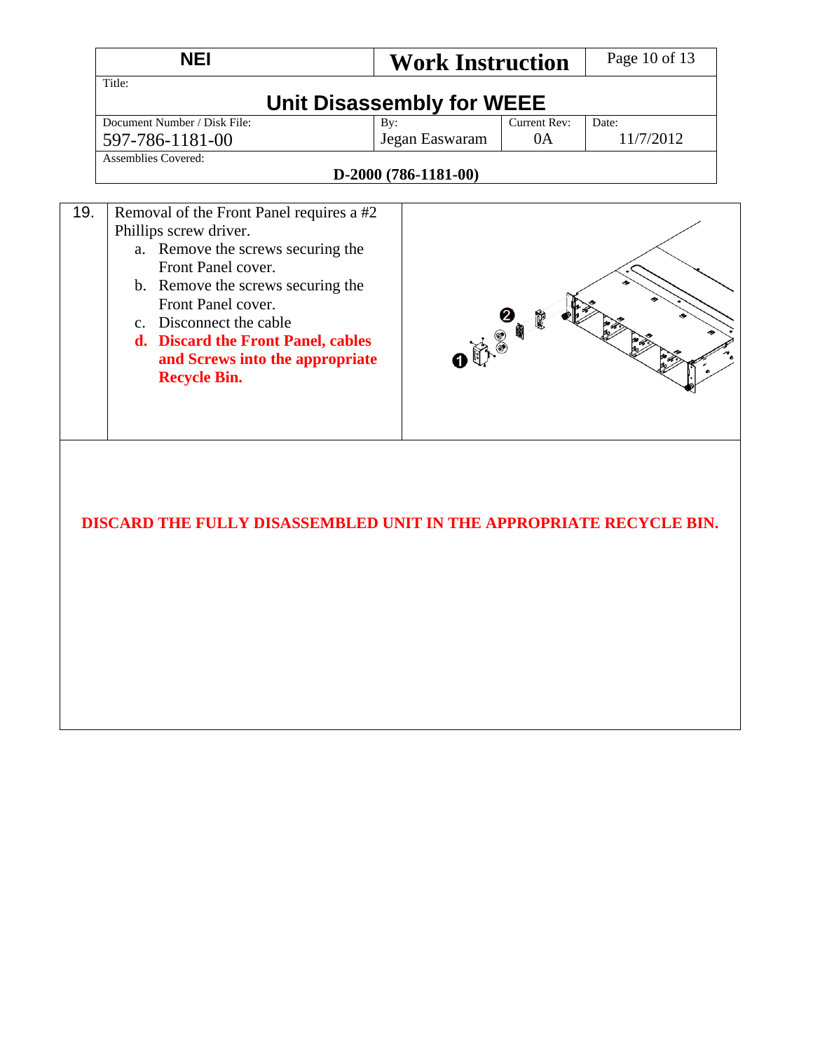| NEI | Work Instruction | |
|---|---|---|
| Title: **Unit Disassembly for WEEE** | | |
| Document Number / Disk File: 597-786-1181-00 | By: Jegan Easwaram | Current Rev: 0A | Date: 11/7/2012 |
| Assemblies Covered: **D-2000 (786-1181-00)** | | |

| | |
|---|---|
| 19. | Removal of the Front Panel requires a #2 Phillips screw driver. |

Removal of the Front Panel requires a #2 Phillips screw driver.

a. Remove the screws securing the Front Panel cover.
b. Remove the screws securing the Front Panel cover.
c. Disconnect the cable
d. **Discard the Front Panel, cables and Screws into the appropriate Recycle Bin.**

**DISCARD THE FULLY DISASSEMBLED UNIT IN THE APPROPRIATE RECYCLE BIN.**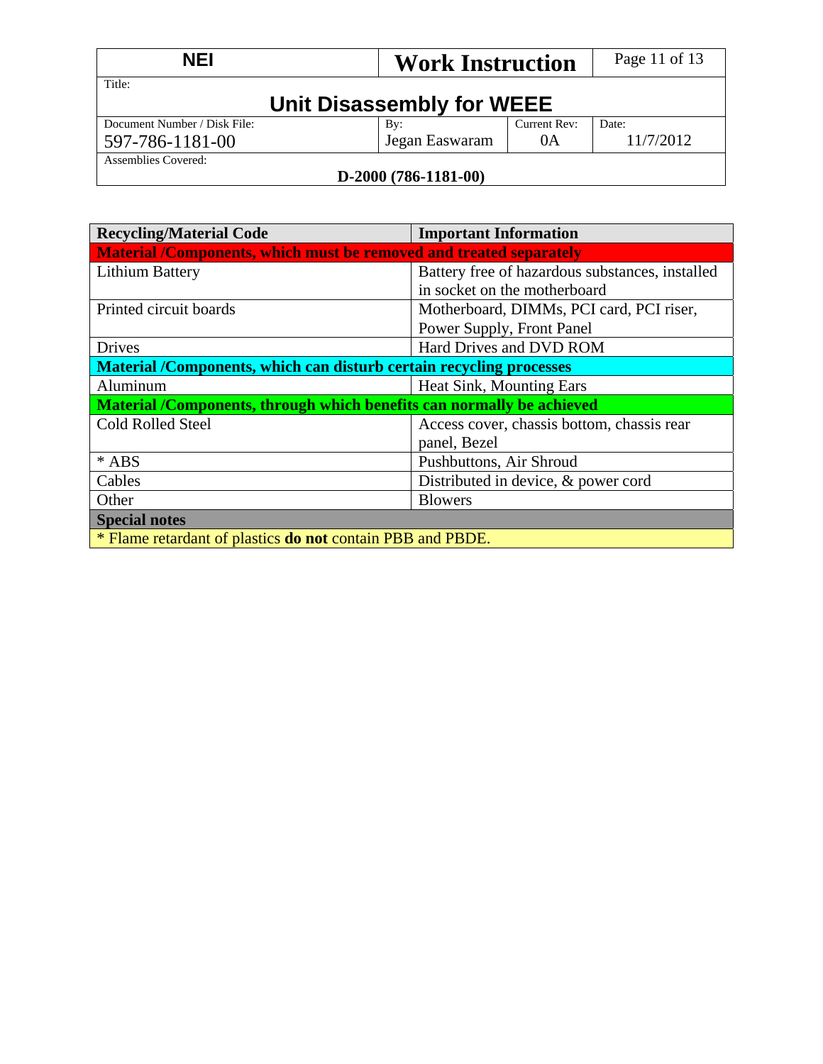| Recycling/Material Code | Important Information |
|---|---|
| **Material /Components, which must be removed and treated separately** | |
| Lithium Battery | Battery free of hazardous substances, installed in socket on the motherboard |
| Printed circuit boards | Motherboard, DIMMs, PCI card, PCI riser, Power Supply, Front Panel |
| Drives | Hard Drives and DVD ROM |
| **Material /Components, which can disturb certain recycling processes** | |
| Aluminum | Heat Sink, Mounting Ears |
| **Material /Components, through which benefits can normally be achieved** | |
| Cold Rolled Steel | Access cover, chassis bottom, chassis rear panel, Bezel |
| * ABS | Pushbuttons, Air Shroud |
| Cables | Distributed in device, & power cord |
| Other | Blowers |
| **Special notes** | |
| * Flame retardant of plastics **do not** contain PBB and PBDE. | |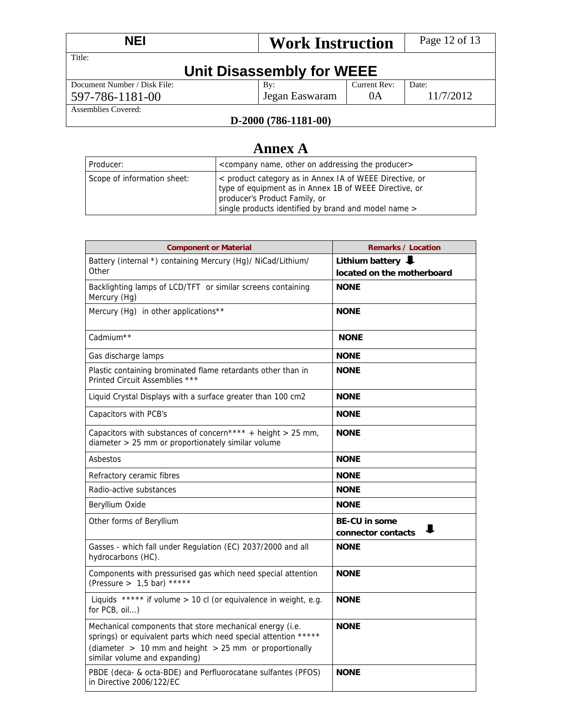| NEI | Work Instruction | | |
|---|---|---|---|
| Title: **Unit Disassembly for WEEE** | | | |
| Document Number / Disk File: 597-786-1181-00 | By: Jegan Easwaram | Current Rev: 0A | Date: 11/7/2012 |
| Assemblies Covered: **D-2000 (786-1181-00)** | | | |

# Annex A

| Producer: | <company name, other on addressing the producer> |
|---|---|
| Scope of information sheet: | < product category as in Annex IA of WEEE Directive, or type of equipment as in Annex 1B of WEEE Directive, or producer's Product Family, or single products identified by brand and model name > |

| Component or Material | Remarks / Location |
|---|---|
| Battery (internal *) containing Mercury (Hg)/ NiCad/Lithium/ Other | **Lithium battery ⬇ located on the motherboard** |
| Backlighting lamps of LCD/TFT or similar screens containing Mercury (Hg) | **NONE** |
| Mercury (Hg) in other applications** | **NONE** |
| Cadmium** | **NONE** |
| Gas discharge lamps | **NONE** |
| Plastic containing brominated flame retardants other than in Printed Circuit Assemblies *** | **NONE** |
| Liquid Crystal Displays with a surface greater than 100 cm2 | **NONE** |
| Capacitors with PCB's | **NONE** |
| Capacitors with substances of concern**** + height > 25 mm, diameter > 25 mm or proportionately similar volume | **NONE** |
| Asbestos | **NONE** |
| Refractory ceramic fibres | **NONE** |
| Radio-active substances | **NONE** |
| Beryllium Oxide | **NONE** |
| Other forms of Beryllium | **BE-CU in some connector contacts ⬇** |
| Gasses - which fall under Regulation (EC) 2037/2000 and all hydrocarbons (HC). | **NONE** |
| Components with pressurised gas which need special attention (Pressure > 1,5 bar) ***** | **NONE** |
| Liquids ***** if volume > 10 cl (or equivalence in weight, e.g. for PCB, oil…) | **NONE** |
| Mechanical components that store mechanical energy (i.e. springs) or equivalent parts which need special attention ***** (diameter > 10 mm and height > 25 mm or proportionally similar volume and expanding) | **NONE** |
| PBDE (deca- & octa-BDE) and Perfluorocatane sulfantes (PFOS) in Directive 2006/122/EC | **NONE** |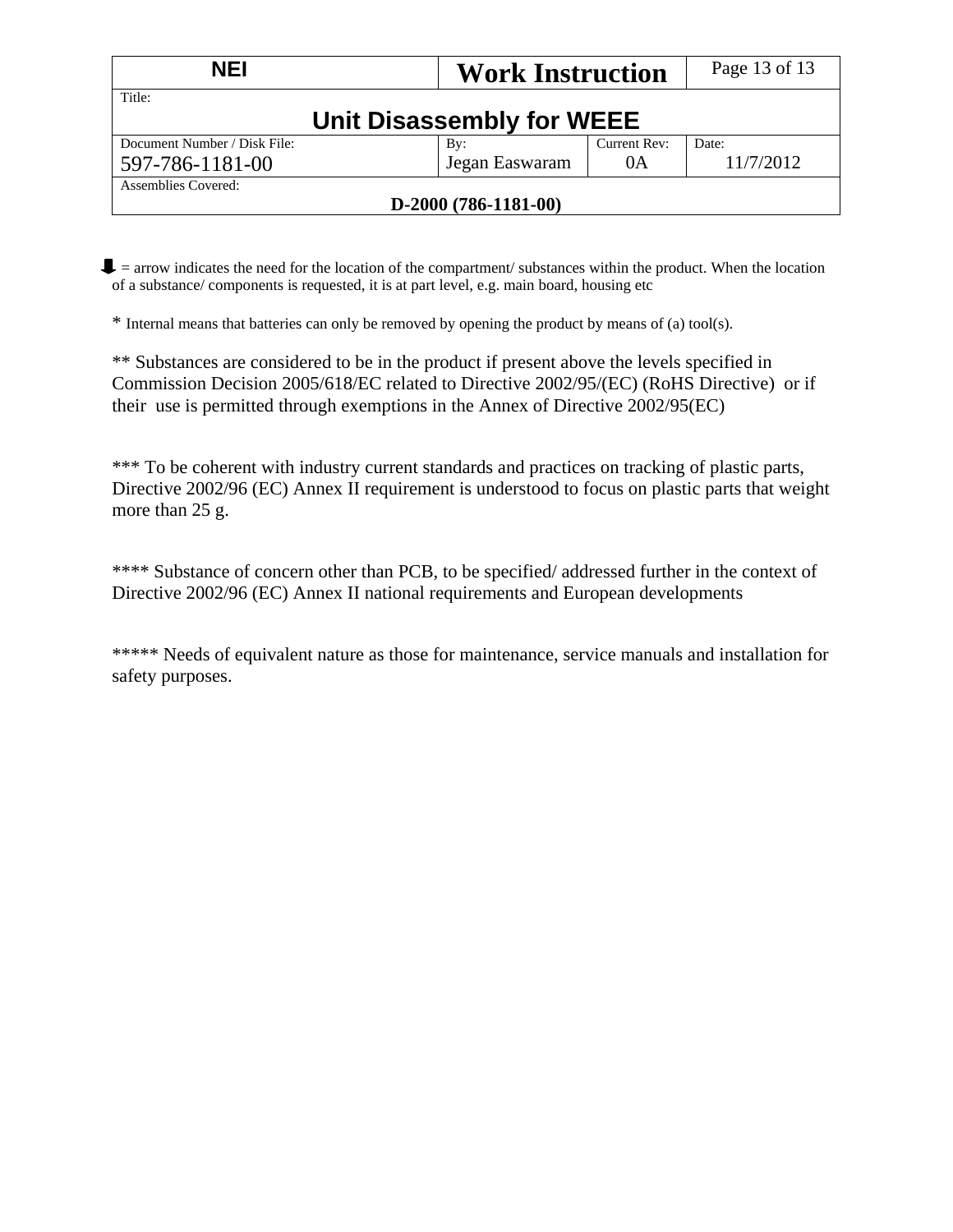⬇ = arrow indicates the need for the location of the compartment/ substances within the product. When the location of a substance/ components is requested, it is at part level, e.g. main board, housing etc

* Internal means that batteries can only be removed by opening the product by means of (a) tool(s).

** Substances are considered to be in the product if present above the levels specified in Commission Decision 2005/618/EC related to Directive 2002/95/(EC) (RoHS Directive)  or if their  use is permitted through exemptions in the Annex of Directive 2002/95(EC)

*** To be coherent with industry current standards and practices on tracking of plastic parts, Directive 2002/96 (EC) Annex II requirement is understood to focus on plastic parts that weight more than 25 g.

**** Substance of concern other than PCB, to be specified/ addressed further in the context of Directive 2002/96 (EC) Annex II national requirements and European developments

***** Needs of equivalent nature as those for maintenance, service manuals and installation for safety purposes.